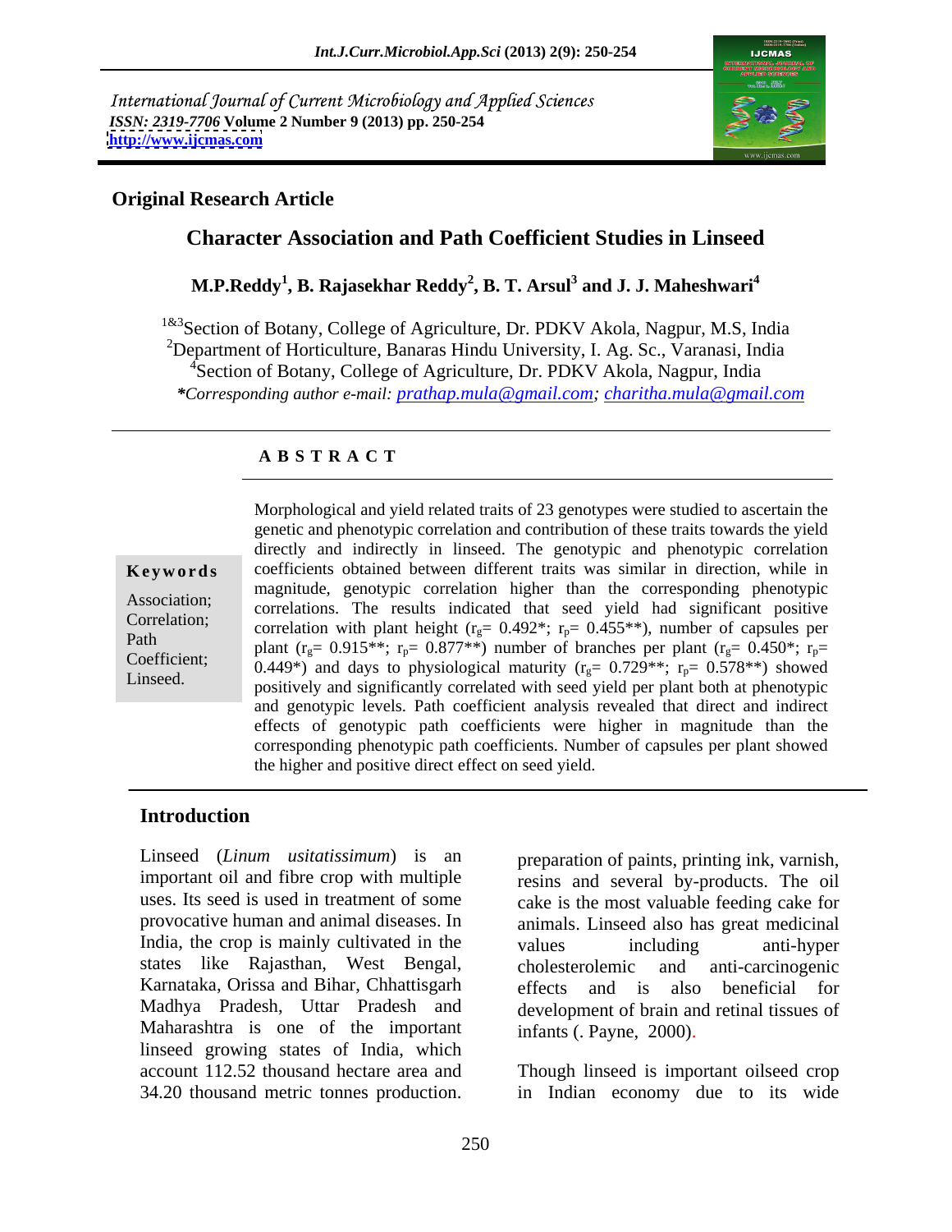International Journal of Current Microbiology and Applied Sciences
*ISSN: 2319-7706* **Volume 2 Number 9 (2013) pp. 250-254**
**http://www.ijcmas.com**

**Original Research Article**

# Character Association and Path Coefficient Studies in Linseed

**M.P.Reddy[1], B. Rajasekhar Reddy[2], B. T. Arsul[3] and J. J. Maheshwari[4]**

[1&3]Section of Botany, College of Agriculture, Dr. PDKV Akola, Nagpur, M.S, India
[2]Department of Horticulture, Banaras Hindu University, I. Ag. Sc., Varanasi, India
[4]Section of Botany, College of Agriculture, Dr. PDKV Akola, Nagpur, India
*\*Corresponding author e-mail: prathap.mula@gmail.com; charitha.mula@gmail.com*

## A B S T R A C T

**Keywords**

Association; Correlation; Path Coefficient; Linseed.

Morphological and yield related traits of 23 genotypes were studied to ascertain the genetic and phenotypic correlation and contribution of these traits towards the yield directly and indirectly in linseed. The genotypic and phenotypic correlation coefficients obtained between different traits was similar in direction, while in magnitude, genotypic correlation higher than the corresponding phenotypic correlations. The results indicated that seed yield had significant positive correlation with plant height ($r_g$= 0.492\*; $r_p$= 0.455\*\*), number of capsules per plant ($r_g$= 0.915\*\*; $r_p$= 0.877\*\*) number of branches per plant ($r_g$= 0.450\*; $r_p$= 0.449\*) and days to physiological maturity ($r_g$= 0.729\*\*; $r_p$= 0.578\*\*) showed positively and significantly correlated with seed yield per plant both at phenotypic and genotypic levels. Path coefficient analysis revealed that direct and indirect effects of genotypic path coefficients were higher in magnitude than the corresponding phenotypic path coefficients. Number of capsules per plant showed the higher and positive direct effect on seed yield.

## Introduction

Linseed (*Linum usitatissimum*) is an important oil and fibre crop with multiple uses. Its seed is used in treatment of some provocative human and animal diseases. In India, the crop is mainly cultivated in the states like Rajasthan, West Bengal, Karnataka, Orissa and Bihar, Chhattisgarh Madhya Pradesh, Uttar Pradesh and Maharashtra is one of the important linseed growing states of India, which account 112.52 thousand hectare area and 34.20 thousand metric tonnes production. preparation of paints, printing ink, varnish, resins and several by-products. The oil cake is the most valuable feeding cake for animals. Linseed also has great medicinal values including anti-hyper cholesterolemic and anti-carcinogenic effects and is also beneficial for development of brain and retinal tissues of infants (. Payne, 2000).

Though linseed is important oilseed crop in Indian economy due to its wide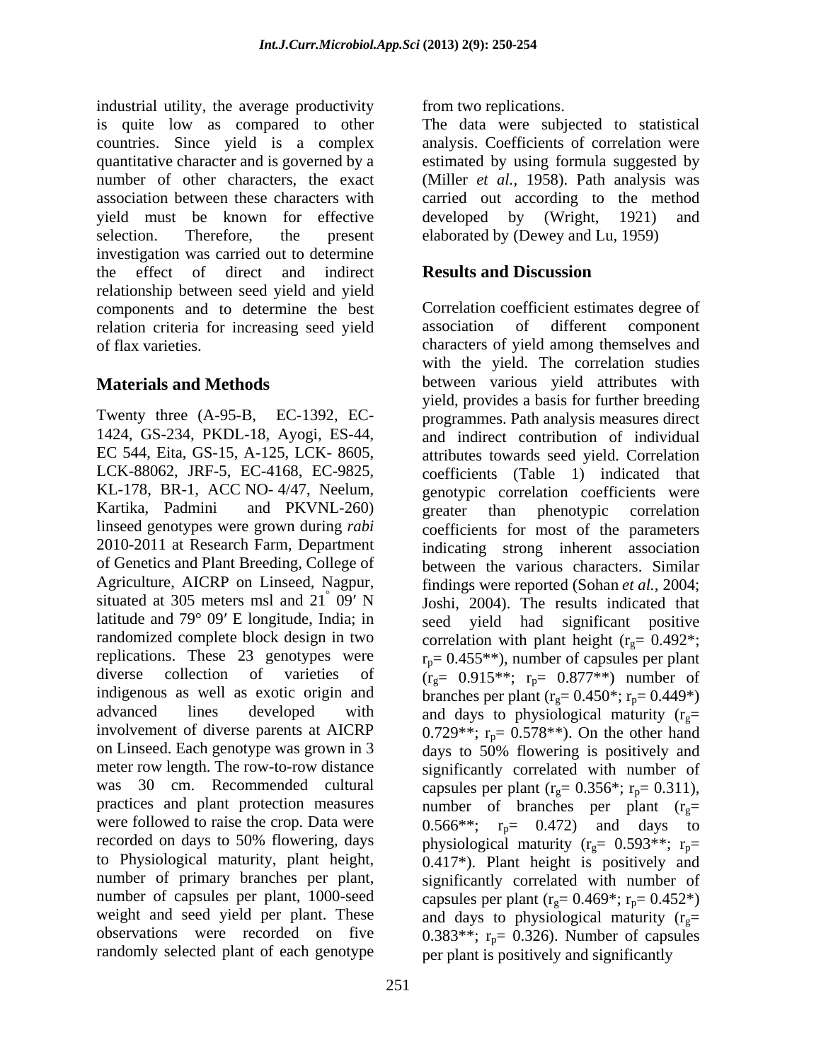industrial utility, the average productivity is quite low as compared to other countries. Since yield is a complex quantitative character and is governed by a number of other characters, the exact association between these characters with yield must be known for effective selection. Therefore, the present investigation was carried out to determine the effect of direct and indirect relationship between seed yield and yield components and to determine the best relation criteria for increasing seed yield of flax varieties.

## Materials and Methods

Twenty three (A-95-B, EC-1392, EC-1424, GS-234, PKDL-18, Ayogi, ES-44, EC 544, Eita, GS-15, A-125, LCK- 8605, LCK-88062, JRF-5, EC-4168, EC-9825, KL-178, BR-1, ACC NO- 4/47, Neelum, Kartika, Padmini and PKVNL-260) linseed genotypes were grown during *rabi* 2010-2011 at Research Farm, Department of Genetics and Plant Breeding, College of Agriculture, AICRP on Linseed, Nagpur, situated at 305 meters msl and 21° 09′ N latitude and 79° 09′ E longitude, India; in randomized complete block design in two replications. These 23 genotypes were diverse collection of varieties of indigenous as well as exotic origin and advanced lines developed with involvement of diverse parents at AICRP on Linseed. Each genotype was grown in 3 meter row length. The row-to-row distance was 30 cm. Recommended cultural practices and plant protection measures were followed to raise the crop. Data were recorded on days to 50% flowering, days to Physiological maturity, plant height, number of primary branches per plant, number of capsules per plant, 1000-seed weight and seed yield per plant. These observations were recorded on five randomly selected plant of each genotype from two replications.

The data were subjected to statistical analysis. Coefficients of correlation were estimated by using formula suggested by (Miller *et al.,* 1958). Path analysis was carried out according to the method developed by (Wright, 1921) and elaborated by (Dewey and Lu, 1959)

## Results and Discussion

Correlation coefficient estimates degree of association of different component characters of yield among themselves and with the yield. The correlation studies between various yield attributes with yield, provides a basis for further breeding programmes. Path analysis measures direct and indirect contribution of individual attributes towards seed yield. Correlation coefficients (Table 1) indicated that genotypic correlation coefficients were greater than phenotypic correlation coefficients for most of the parameters indicating strong inherent association between the various characters. Similar findings were reported (Sohan *et al.,* 2004; Joshi, 2004). The results indicated that seed yield had significant positive correlation with plant height ($r_g$= 0.492*; $r_p$= 0.455**), number of capsules per plant ($r_g$= 0.915**; $r_p$= 0.877**) number of branches per plant ($r_g$= 0.450*; $r_p$= 0.449*) and days to physiological maturity ($r_g$= 0.729**; $r_p$= 0.578**). On the other hand days to 50% flowering is positively and significantly correlated with number of capsules per plant ($r_g$= 0.356*; $r_p$= 0.311), number of branches per plant ($r_g$= 0.566**; $r_p$= 0.472) and days to physiological maturity ($r_g$= 0.593**; $r_p$= 0.417*). Plant height is positively and significantly correlated with number of capsules per plant ($r_g$= 0.469*; $r_p$= 0.452*) and days to physiological maturity ($r_g$= 0.383**; $r_p$= 0.326). Number of capsules per plant is positively and significantly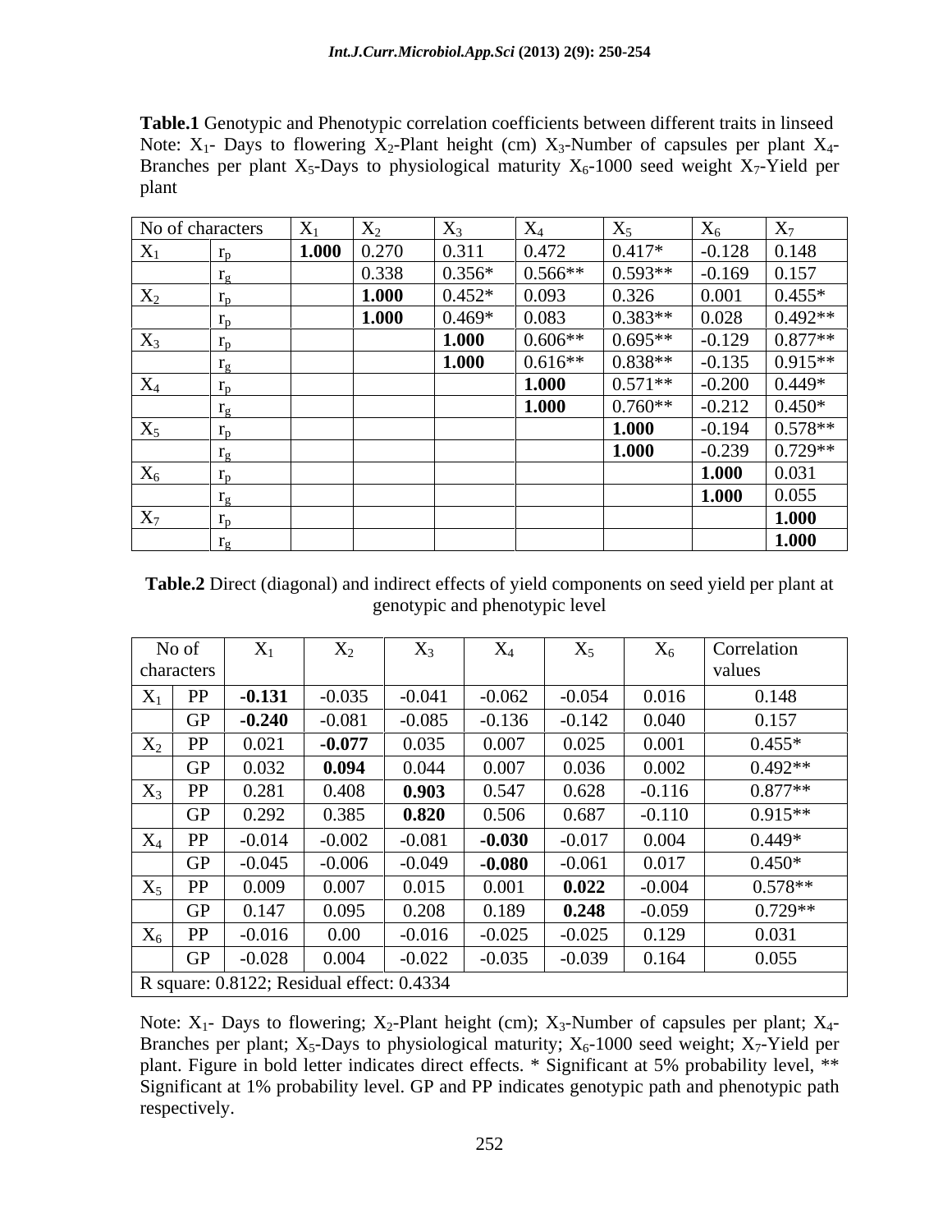**Table.1** Genotypic and Phenotypic correlation coefficients between different traits in linseed
Note: $X_1$- Days to flowering $X_2$-Plant height (cm) $X_3$-Number of capsules per plant $X_4$-Branches per plant $X_5$-Days to physiological maturity $X_6$-1000 seed weight $X_7$-Yield per plant

| No of characters | | $X_1$ | $X_2$ | $X_3$ | $X_4$ | $X_5$ | $X_6$ | $X_7$ |
|---|---|---|---|---|---|---|---|---|
| $X_1$ | $r_p$ | **1.000** | 0.270 | 0.311 | 0.472 | 0.417* | -0.128 | 0.148 |
| | $r_g$ | | 0.338 | 0.356* | 0.566** | 0.593** | -0.169 | 0.157 |
| $X_2$ | $r_p$ | | **1.000** | 0.452* | 0.093 | 0.326 | 0.001 | 0.455* |
| | $r_p$ | | **1.000** | 0.469* | 0.083 | 0.383** | 0.028 | 0.492** |
| $X_3$ | $r_p$ | | | **1.000** | 0.606** | 0.695** | -0.129 | 0.877** |
| | $r_g$ | | | **1.000** | 0.616** | 0.838** | -0.135 | 0.915** |
| $X_4$ | $r_p$ | | | | **1.000** | 0.571** | -0.200 | 0.449* |
| | $r_g$ | | | | **1.000** | 0.760** | -0.212 | 0.450* |
| $X_5$ | $r_p$ | | | | | **1.000** | -0.194 | 0.578** |
| | $r_g$ | | | | | **1.000** | -0.239 | 0.729** |
| $X_6$ | $r_p$ | | | | | | **1.000** | 0.031 |
| | $r_g$ | | | | | | **1.000** | 0.055 |
| $X_7$ | $r_p$ | | | | | | | **1.000** |
| | $r_g$ | | | | | | | **1.000** |

**Table.2** Direct (diagonal) and indirect effects of yield components on seed yield per plant at genotypic and phenotypic level

| No of characters | | $X_1$ | $X_2$ | $X_3$ | $X_4$ | $X_5$ | $X_6$ | Correlation values |
|---|---|---|---|---|---|---|---|---|
| $X_1$ | PP | **-0.131** | -0.035 | -0.041 | -0.062 | -0.054 | 0.016 | 0.148 |
| | GP | **-0.240** | -0.081 | -0.085 | -0.136 | -0.142 | 0.040 | 0.157 |
| $X_2$ | PP | 0.021 | **-0.077** | 0.035 | 0.007 | 0.025 | 0.001 | 0.455* |
| | GP | 0.032 | **0.094** | 0.044 | 0.007 | 0.036 | 0.002 | 0.492** |
| $X_3$ | PP | 0.281 | 0.408 | **0.903** | 0.547 | 0.628 | -0.116 | 0.877** |
| | GP | 0.292 | 0.385 | **0.820** | 0.506 | 0.687 | -0.110 | 0.915** |
| $X_4$ | PP | -0.014 | -0.002 | -0.081 | **-0.030** | -0.017 | 0.004 | 0.449* |
| | GP | -0.045 | -0.006 | -0.049 | **-0.080** | -0.061 | 0.017 | 0.450* |
| $X_5$ | PP | 0.009 | 0.007 | 0.015 | 0.001 | **0.022** | -0.004 | 0.578** |
| | GP | 0.147 | 0.095 | 0.208 | 0.189 | **0.248** | -0.059 | 0.729** |
| $X_6$ | PP | -0.016 | 0.00 | -0.016 | -0.025 | -0.025 | 0.129 | 0.031 |
| | GP | -0.028 | 0.004 | -0.022 | -0.035 | -0.039 | 0.164 | 0.055 |
| R square: 0.8122; Residual effect: 0.4334 | | | | | | | | |

Note: $X_1$- Days to flowering; $X_2$-Plant height (cm); $X_3$-Number of capsules per plant; $X_4$-Branches per plant; $X_5$-Days to physiological maturity; $X_6$-1000 seed weight; $X_7$-Yield per plant. Figure in bold letter indicates direct effects. * Significant at 5% probability level, ** Significant at 1% probability level. GP and PP indicates genotypic path and phenotypic path respectively.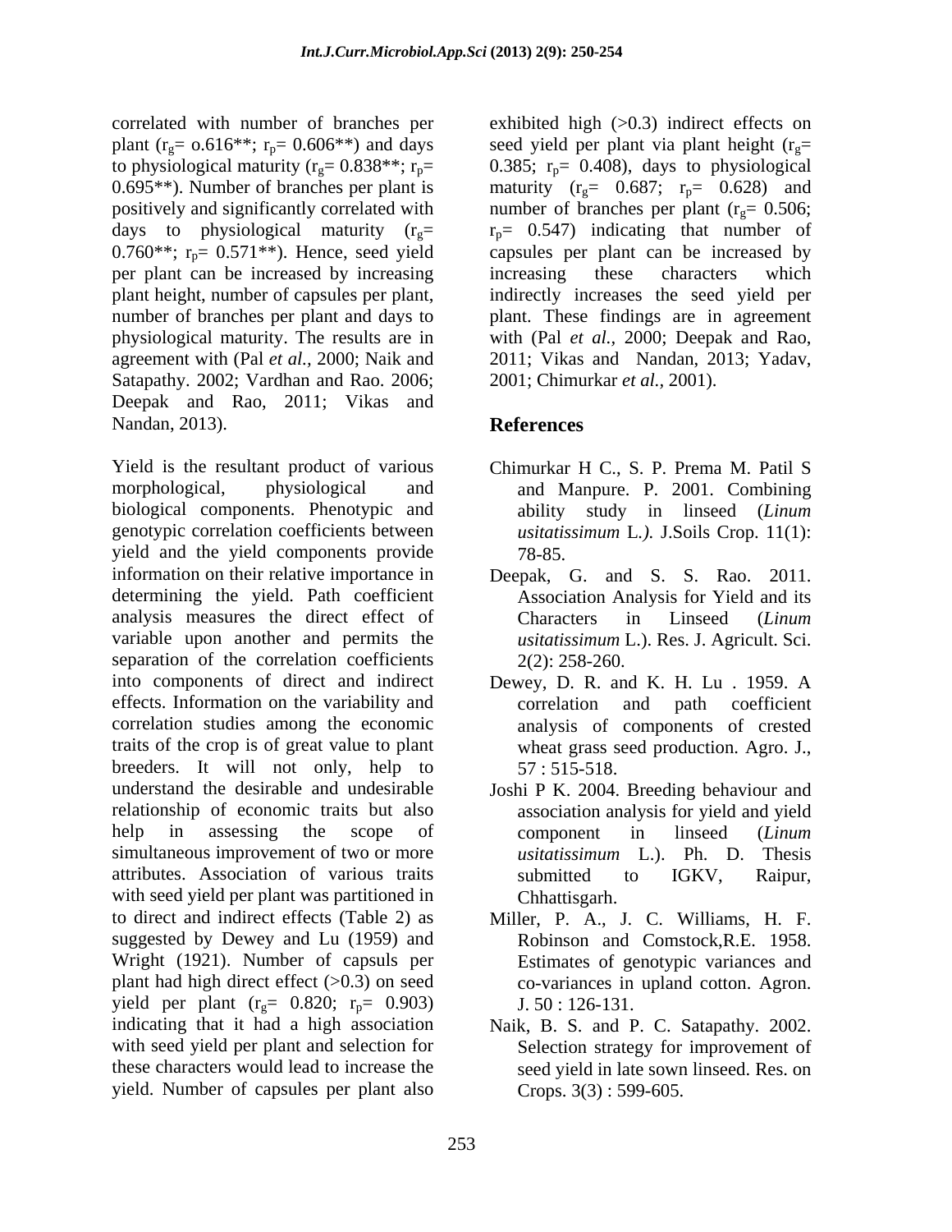correlated with number of branches per plant ($r_g$= o.616**; $r_p$= 0.606**) and days to physiological maturity ($r_g$= 0.838**; $r_p$= 0.695**). Number of branches per plant is positively and significantly correlated with days to physiological maturity ($r_g$= 0.760**; $r_p$= 0.571**). Hence, seed yield per plant can be increased by increasing plant height, number of capsules per plant, number of branches per plant and days to physiological maturity. The results are in agreement with (Pal *et al.,* 2000; Naik and Satapathy. 2002; Vardhan and Rao. 2006; Deepak and Rao, 2011; Vikas and Nandan, 2013).

Yield is the resultant product of various morphological, physiological and biological components. Phenotypic and genotypic correlation coefficients between yield and the yield components provide information on their relative importance in determining the yield. Path coefficient analysis measures the direct effect of variable upon another and permits the separation of the correlation coefficients into components of direct and indirect effects. Information on the variability and correlation studies among the economic traits of the crop is of great value to plant breeders. It will not only, help to understand the desirable and undesirable relationship of economic traits but also help in assessing the scope of simultaneous improvement of two or more attributes. Association of various traits with seed yield per plant was partitioned in to direct and indirect effects (Table 2) as suggested by Dewey and Lu (1959) and Wright (1921). Number of capsuls per plant had high direct effect (>0.3) on seed yield per plant ($r_g$= 0.820; $r_p$= 0.903) indicating that it had a high association with seed yield per plant and selection for these characters would lead to increase the yield. Number of capsules per plant also exhibited high (>0.3) indirect effects on seed yield per plant via plant height ($r_g$= 0.385; $r_p$= 0.408), days to physiological maturity ($r_g$= 0.687; $r_p$= 0.628) and number of branches per plant ($r_g$= 0.506; $r_p$= 0.547) indicating that number of capsules per plant can be increased by increasing these characters which indirectly increases the seed yield per plant. These findings are in agreement with (Pal *et al.,* 2000; Deepak and Rao, 2011; Vikas and Nandan, 2013; Yadav, 2001; Chimurkar *et al.,* 2001).

## References

Chimurkar H C., S. P. Prema M. Patil S and Manpure. P. 2001. Combining ability study in linseed (*Linum usitatissimum* L.*).* J.Soils Crop. 11(1): 78-85.

Deepak, G. and S. S. Rao. 2011. Association Analysis for Yield and its Characters in Linseed (*Linum usitatissimum* L.). Res. J. Agricult. Sci. 2(2): 258-260.

Dewey, D. R. and K. H. Lu . 1959. A correlation and path coefficient analysis of components of crested wheat grass seed production. Agro. J., 57 : 515-518.

Joshi P K. 2004. Breeding behaviour and association analysis for yield and yield component in linseed (*Linum usitatissimum* L.). Ph. D. Thesis submitted to IGKV, Raipur, Chhattisgarh.

Miller, P. A., J. C. Williams, H. F. Robinson and Comstock,R.E. 1958. Estimates of genotypic variances and co-variances in upland cotton. Agron. J. 50 : 126-131.

Naik, B. S. and P. C. Satapathy. 2002. Selection strategy for improvement of seed yield in late sown linseed. Res. on Crops. 3(3) : 599-605.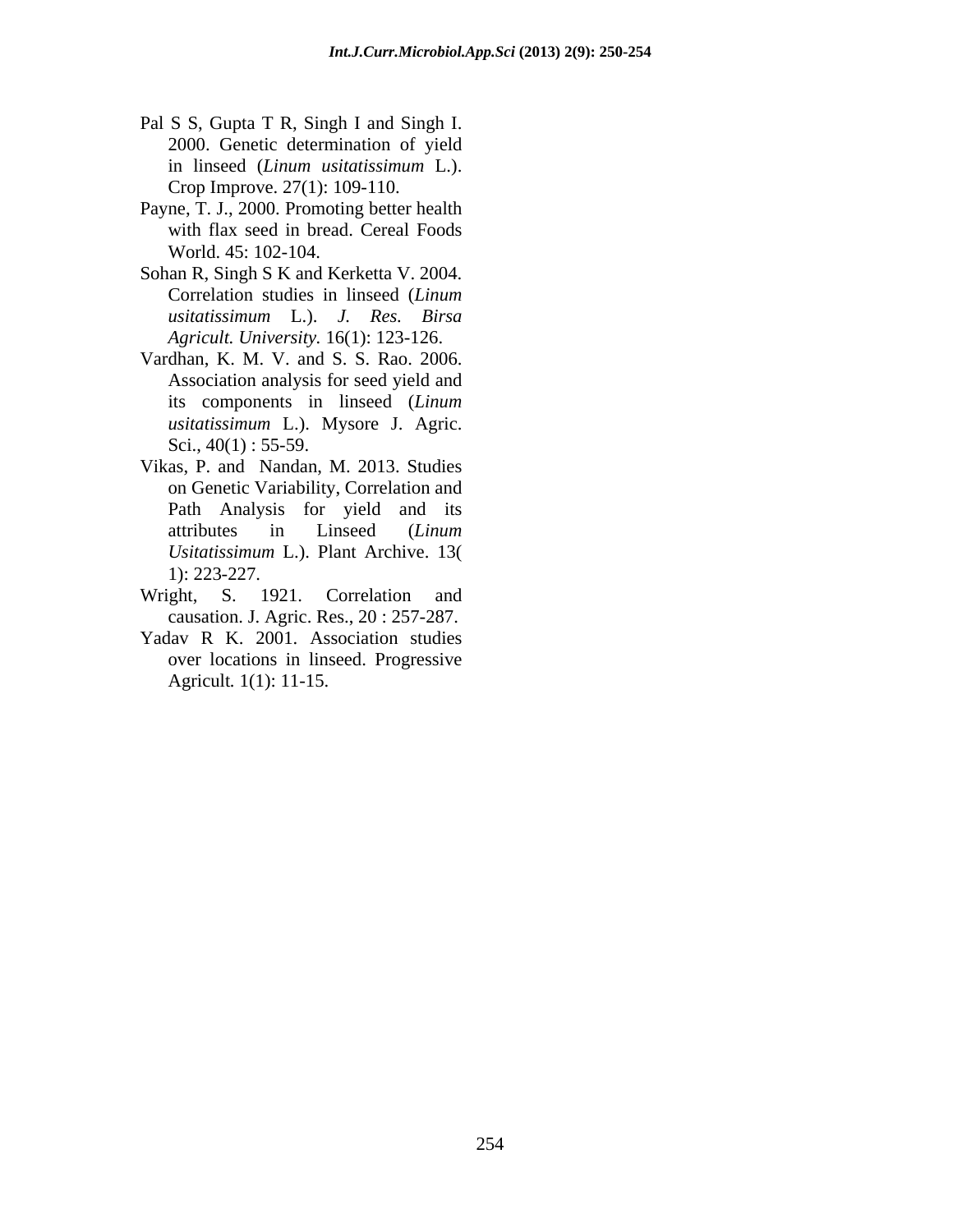Pal S S, Gupta T R, Singh I and Singh I. 2000. Genetic determination of yield in linseed (*Linum usitatissimum* L.). Crop Improve. 27(1): 109-110.

Payne, T. J., 2000. Promoting better health with flax seed in bread. Cereal Foods World. 45: 102-104.

Sohan R, Singh S K and Kerketta V. 2004. Correlation studies in linseed (*Linum usitatissimum* L.). *J. Res. Birsa Agricult. University.* 16(1): 123-126.

Vardhan, K. M. V. and S. S. Rao. 2006. Association analysis for seed yield and its components in linseed (*Linum usitatissimum* L.). Mysore J. Agric. Sci., 40(1) : 55-59.

Vikas, P. and Nandan, M. 2013. Studies on Genetic Variability, Correlation and Path Analysis for yield and its attributes in Linseed (*Linum Usitatissimum* L.). Plant Archive. 13( 1): 223-227.

Wright, S. 1921. Correlation and causation. J. Agric. Res., 20 : 257-287.

Yadav R K. 2001. Association studies over locations in linseed. Progressive Agricult. 1(1): 11-15.